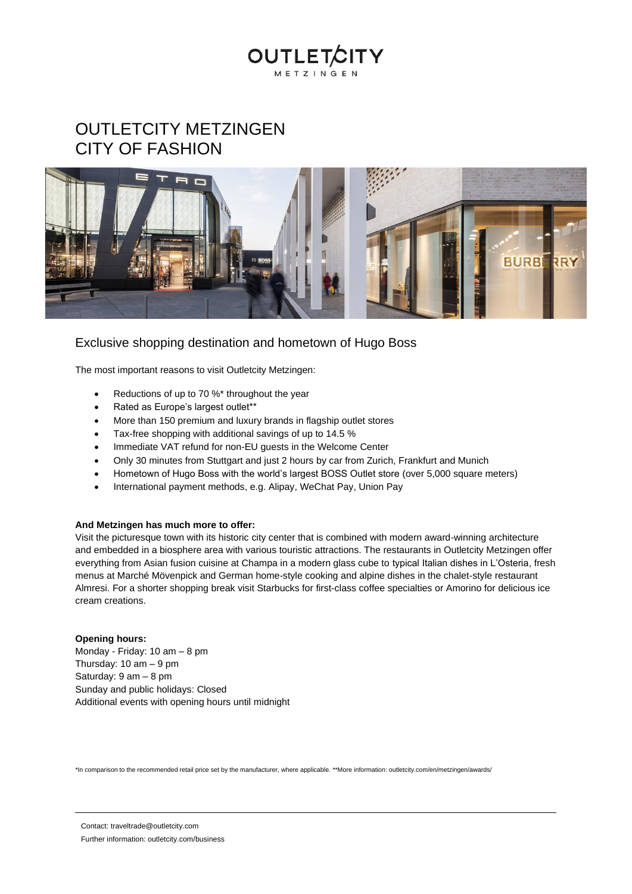OUTLETCITY METZINGEN

# OUTLETCITY METZINGEN
# CITY OF FASHION

## Exclusive shopping destination and hometown of Hugo Boss

The most important reasons to visit Outletcity Metzingen:

- Reductions of up to 70 %* throughout the year
- Rated as Europe's largest outlet**
- More than 150 premium and luxury brands in flagship outlet stores
- Tax-free shopping with additional savings of up to 14.5 %
- Immediate VAT refund for non-EU guests in the Welcome Center
- Only 30 minutes from Stuttgart and just 2 hours by car from Zurich, Frankfurt and Munich
- Hometown of Hugo Boss with the world's largest BOSS Outlet store (over 5,000 square meters)
- International payment methods, e.g. Alipay, WeChat Pay, Union Pay

**And Metzingen has much more to offer:**

Visit the picturesque town with its historic city center that is combined with modern award-winning architecture and embedded in a biosphere area with various touristic attractions. The restaurants in Outletcity Metzingen offer everything from Asian fusion cuisine at Champa in a modern glass cube to typical Italian dishes in L'Osteria, fresh menus at Marché Mövenpick and German home-style cooking and alpine dishes in the chalet-style restaurant Almresi. For a shorter shopping break visit Starbucks for first-class coffee specialties or Amorino for delicious ice cream creations.

**Opening hours:**

Monday - Friday: 10 am – 8 pm
Thursday: 10 am – 9 pm
Saturday: 9 am – 8 pm
Sunday and public holidays: Closed
Additional events with opening hours until midnight

*In comparison to the recommended retail price set by the manufacturer, where applicable. **More information: outletcity.com/en/metzingen/awards/

Contact: traveltrade@outletcity.com
Further information: outletcity.com/business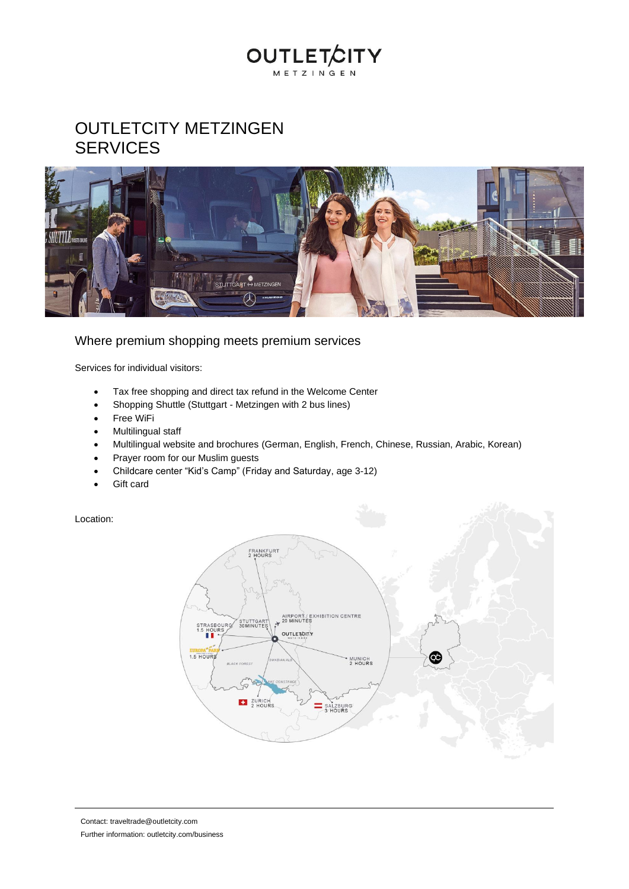# OUTLETCITY METZINGEN SERVICES

## Where premium shopping meets premium services

Services for individual visitors:

- Tax free shopping and direct tax refund in the Welcome Center
- Shopping Shuttle (Stuttgart - Metzingen with 2 bus lines)
- Free WiFi
- Multilingual staff
- Multilingual website and brochures (German, English, French, Chinese, Russian, Arabic, Korean)
- Prayer room for our Muslim guests
- Childcare center “Kid’s Camp” (Friday and Saturday, age 3-12)
- Gift card

Location:

Contact: traveltrade@outletcity.com

Further information: outletcity.com/business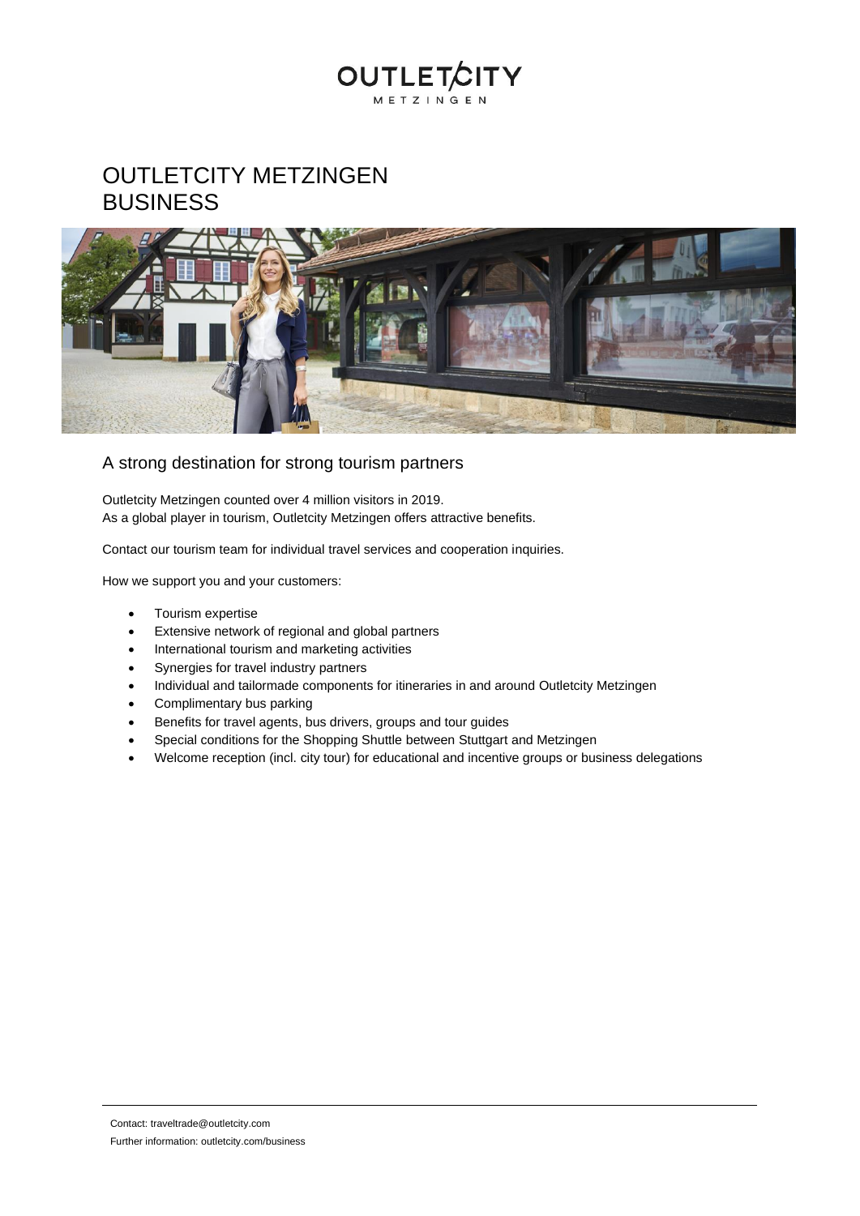# OUTLETCITY METZINGEN BUSINESS

## A strong destination for strong tourism partners

Outletcity Metzingen counted over 4 million visitors in 2019.
As a global player in tourism, Outletcity Metzingen offers attractive benefits.

Contact our tourism team for individual travel services and cooperation inquiries.

How we support you and your customers:

- Tourism expertise
- Extensive network of regional and global partners
- International tourism and marketing activities
- Synergies for travel industry partners
- Individual and tailormade components for itineraries in and around Outletcity Metzingen
- Complimentary bus parking
- Benefits for travel agents, bus drivers, groups and tour guides
- Special conditions for the Shopping Shuttle between Stuttgart and Metzingen
- Welcome reception (incl. city tour) for educational and incentive groups or business delegations

---

Contact: traveltrade@outletcity.com

Further information: outletcity.com/business